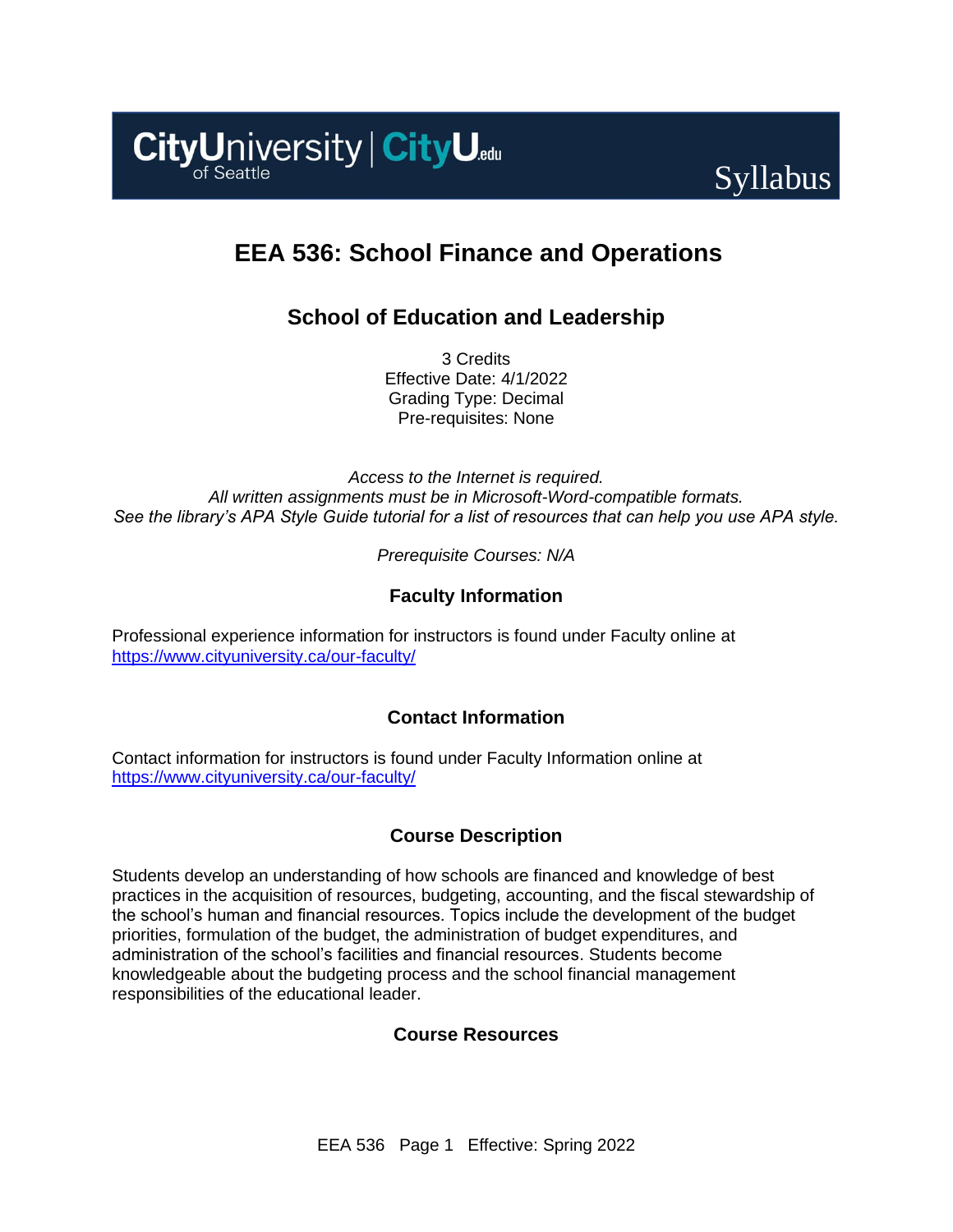CityUniversity of Seattle | CityU.edu

Syllabus

# EEA 536: School Finance and Operations

## School of Education and Leadership

3 Credits
Effective Date: 4/1/2022
Grading Type: Decimal
Pre-requisites: None

*Access to the Internet is required.*
*All written assignments must be in Microsoft-Word-compatible formats.*
*See the library's APA Style Guide tutorial for a list of resources that can help you use APA style.*

*Prerequisite Courses: N/A*

### Faculty Information

Professional experience information for instructors is found under Faculty online at https://www.cityuniversity.ca/our-faculty/

### Contact Information

Contact information for instructors is found under Faculty Information online at https://www.cityuniversity.ca/our-faculty/

### Course Description

Students develop an understanding of how schools are financed and knowledge of best practices in the acquisition of resources, budgeting, accounting, and the fiscal stewardship of the school's human and financial resources. Topics include the development of the budget priorities, formulation of the budget, the administration of budget expenditures, and administration of the school's facilities and financial resources. Students become knowledgeable about the budgeting process and the school financial management responsibilities of the educational leader.

### Course Resources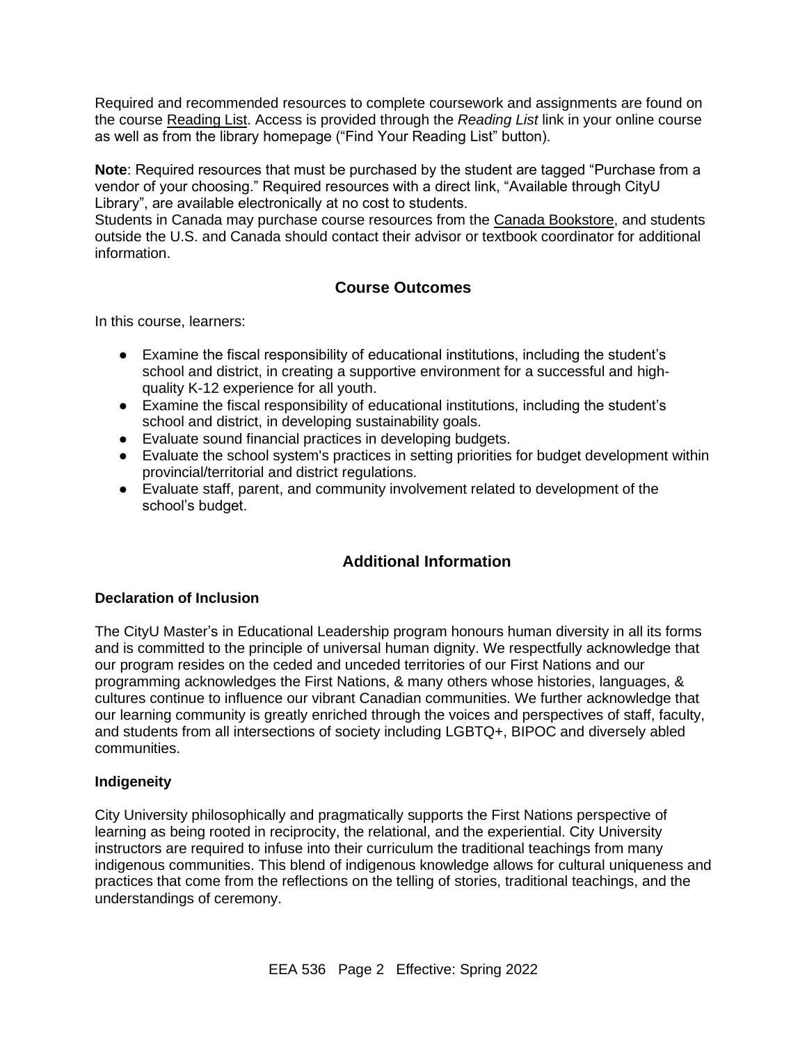Required and recommended resources to complete coursework and assignments are found on the course Reading List. Access is provided through the *Reading List* link in your online course as well as from the library homepage ("Find Your Reading List" button).

**Note**: Required resources that must be purchased by the student are tagged "Purchase from a vendor of your choosing." Required resources with a direct link, "Available through CityU Library", are available electronically at no cost to students.
Students in Canada may purchase course resources from the Canada Bookstore, and students outside the U.S. and Canada should contact their advisor or textbook coordinator for additional information.

## Course Outcomes

In this course, learners:

- Examine the fiscal responsibility of educational institutions, including the student's school and district, in creating a supportive environment for a successful and high-quality K-12 experience for all youth.
- Examine the fiscal responsibility of educational institutions, including the student's school and district, in developing sustainability goals.
- Evaluate sound financial practices in developing budgets.
- Evaluate the school system's practices in setting priorities for budget development within provincial/territorial and district regulations.
- Evaluate staff, parent, and community involvement related to development of the school's budget.

## Additional Information

### Declaration of Inclusion

The CityU Master's in Educational Leadership program honours human diversity in all its forms and is committed to the principle of universal human dignity. We respectfully acknowledge that our program resides on the ceded and unceded territories of our First Nations and our programming acknowledges the First Nations, & many others whose histories, languages, & cultures continue to influence our vibrant Canadian communities. We further acknowledge that our learning community is greatly enriched through the voices and perspectives of staff, faculty, and students from all intersections of society including LGBTQ+, BIPOC and diversely abled communities.

### Indigeneity

City University philosophically and pragmatically supports the First Nations perspective of learning as being rooted in reciprocity, the relational, and the experiential. City University instructors are required to infuse into their curriculum the traditional teachings from many indigenous communities. This blend of indigenous knowledge allows for cultural uniqueness and practices that come from the reflections on the telling of stories, traditional teachings, and the understandings of ceremony.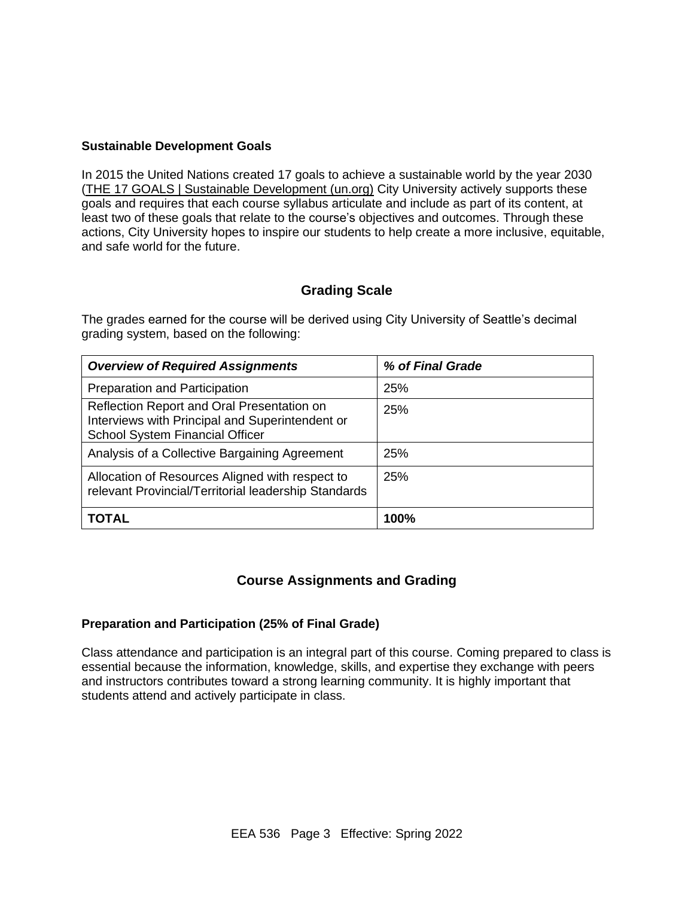### Sustainable Development Goals

In 2015 the United Nations created 17 goals to achieve a sustainable world by the year 2030 (THE 17 GOALS | Sustainable Development (un.org) City University actively supports these goals and requires that each course syllabus articulate and include as part of its content, at least two of these goals that relate to the course's objectives and outcomes. Through these actions, City University hopes to inspire our students to help create a more inclusive, equitable, and safe world for the future.

## Grading Scale

The grades earned for the course will be derived using City University of Seattle's decimal grading system, based on the following:

| ***Overview of Required Assignments*** | ***% of Final Grade*** |
|---|---|
| Preparation and Participation | 25% |
| Reflection Report and Oral Presentation on Interviews with Principal and Superintendent or School System Financial Officer | 25% |
| Analysis of a Collective Bargaining Agreement | 25% |
| Allocation of Resources Aligned with respect to relevant Provincial/Territorial leadership Standards | 25% |
| **TOTAL** | **100%** |

## Course Assignments and Grading

### Preparation and Participation (25% of Final Grade)

Class attendance and participation is an integral part of this course. Coming prepared to class is essential because the information, knowledge, skills, and expertise they exchange with peers and instructors contributes toward a strong learning community. It is highly important that students attend and actively participate in class.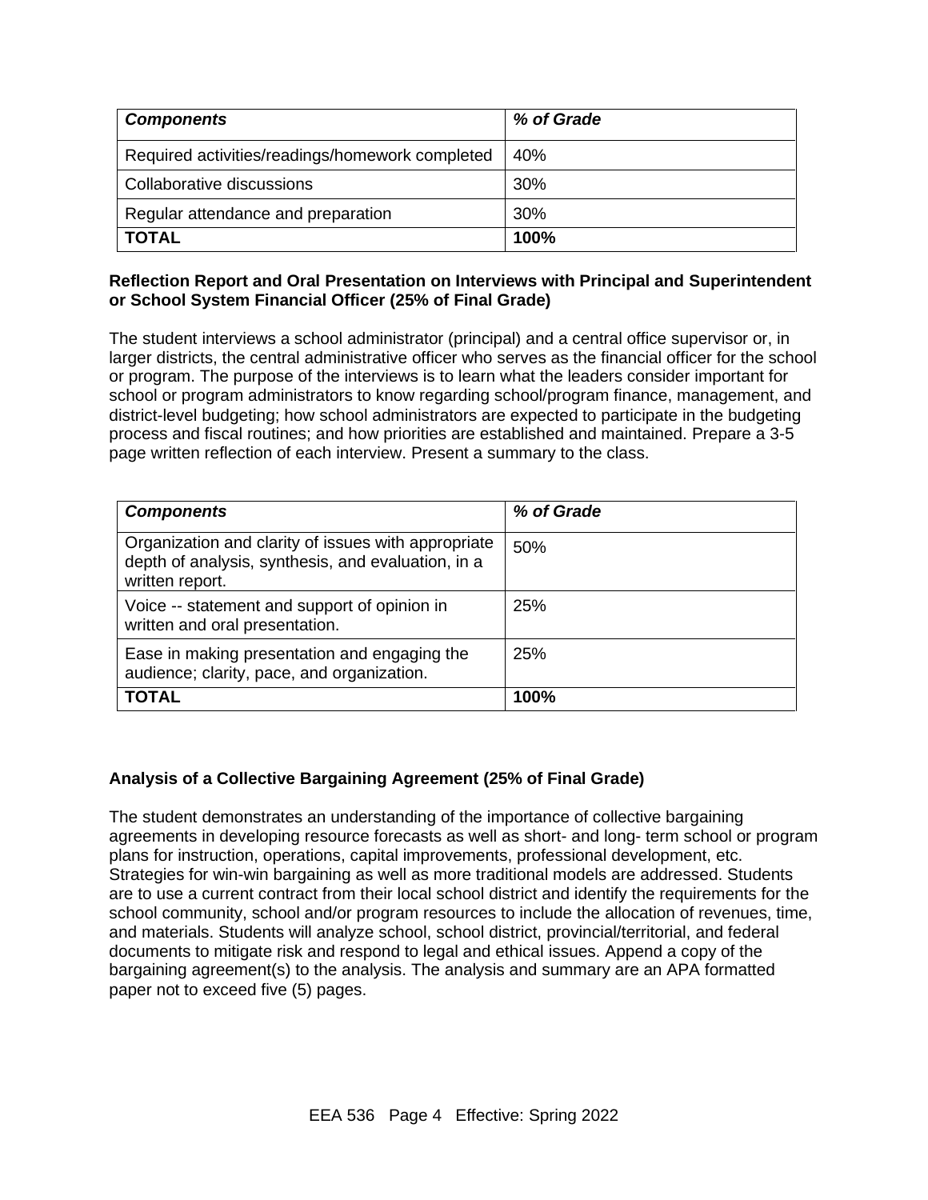| *Components* | *% of Grade* |
|---|---|
| Required activities/readings/homework completed | 40% |
| Collaborative discussions | 30% |
| Regular attendance and preparation | 30% |
| **TOTAL** | **100%** |

**Reflection Report and Oral Presentation on Interviews with Principal and Superintendent or School System Financial Officer (25% of Final Grade)**

The student interviews a school administrator (principal) and a central office supervisor or, in larger districts, the central administrative officer who serves as the financial officer for the school or program. The purpose of the interviews is to learn what the leaders consider important for school or program administrators to know regarding school/program finance, management, and district-level budgeting; how school administrators are expected to participate in the budgeting process and fiscal routines; and how priorities are established and maintained. Prepare a 3-5 page written reflection of each interview. Present a summary to the class.

| *Components* | *% of Grade* |
|---|---|
| Organization and clarity of issues with appropriate depth of analysis, synthesis, and evaluation, in a written report. | 50% |
| Voice -- statement and support of opinion in written and oral presentation. | 25% |
| Ease in making presentation and engaging the audience; clarity, pace, and organization. | 25% |
| **TOTAL** | **100%** |

**Analysis of a Collective Bargaining Agreement (25% of Final Grade)**

The student demonstrates an understanding of the importance of collective bargaining agreements in developing resource forecasts as well as short- and long- term school or program plans for instruction, operations, capital improvements, professional development, etc. Strategies for win-win bargaining as well as more traditional models are addressed. Students are to use a current contract from their local school district and identify the requirements for the school community, school and/or program resources to include the allocation of revenues, time, and materials. Students will analyze school, school district, provincial/territorial, and federal documents to mitigate risk and respond to legal and ethical issues. Append a copy of the bargaining agreement(s) to the analysis. The analysis and summary are an APA formatted paper not to exceed five (5) pages.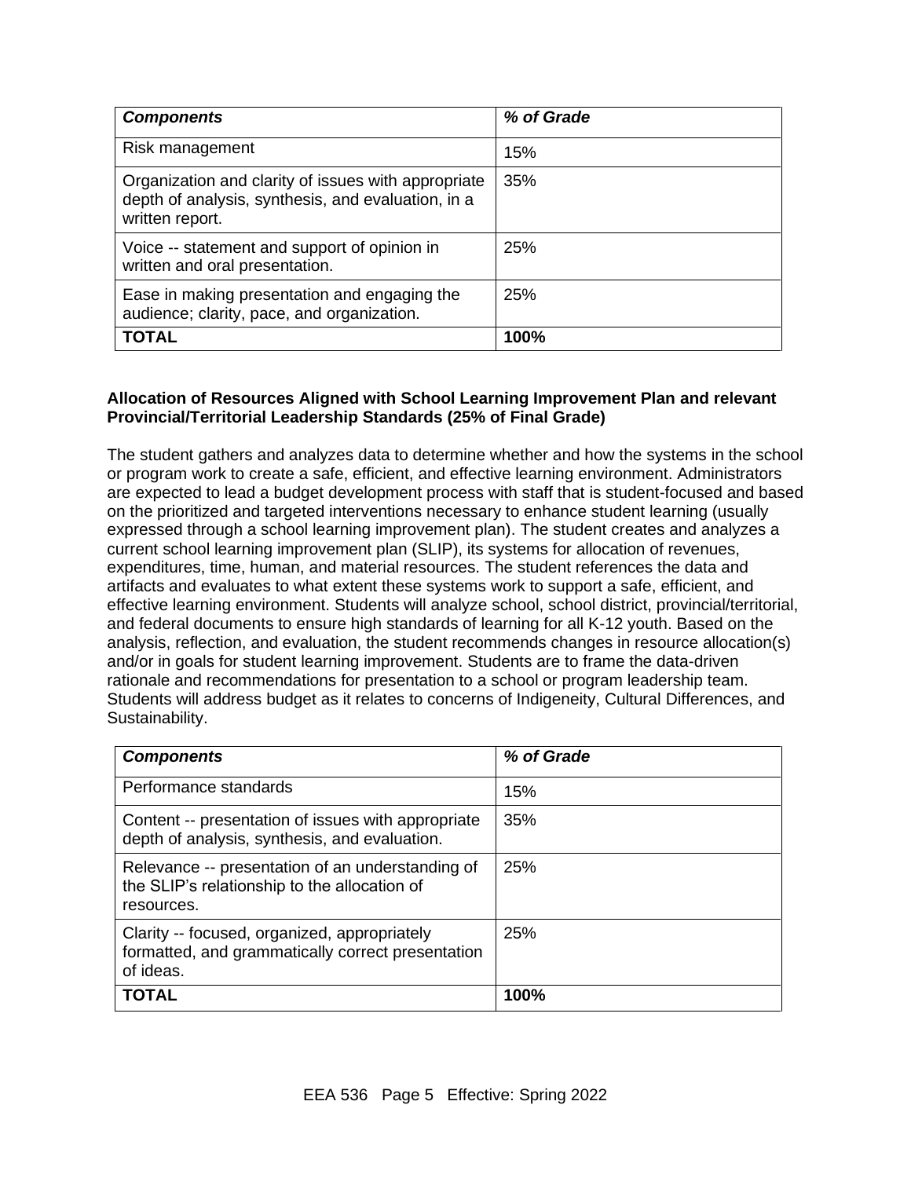| *Components* | *% of Grade* |
| --- | --- |
| Risk management | 15% |
| Organization and clarity of issues with appropriate depth of analysis, synthesis, and evaluation, in a written report. | 35% |
| Voice -- statement and support of opinion in written and oral presentation. | 25% |
| Ease in making presentation and engaging the audience; clarity, pace, and organization. | 25% |
| **TOTAL** | **100%** |

**Allocation of Resources Aligned with School Learning Improvement Plan and relevant Provincial/Territorial Leadership Standards (25% of Final Grade)**

The student gathers and analyzes data to determine whether and how the systems in the school or program work to create a safe, efficient, and effective learning environment. Administrators are expected to lead a budget development process with staff that is student-focused and based on the prioritized and targeted interventions necessary to enhance student learning (usually expressed through a school learning improvement plan). The student creates and analyzes a current school learning improvement plan (SLIP), its systems for allocation of revenues, expenditures, time, human, and material resources. The student references the data and artifacts and evaluates to what extent these systems work to support a safe, efficient, and effective learning environment. Students will analyze school, school district, provincial/territorial, and federal documents to ensure high standards of learning for all K-12 youth. Based on the analysis, reflection, and evaluation, the student recommends changes in resource allocation(s) and/or in goals for student learning improvement. Students are to frame the data-driven rationale and recommendations for presentation to a school or program leadership team. Students will address budget as it relates to concerns of Indigeneity, Cultural Differences, and Sustainability.

| *Components* | *% of Grade* |
| --- | --- |
| Performance standards | 15% |
| Content -- presentation of issues with appropriate depth of analysis, synthesis, and evaluation. | 35% |
| Relevance -- presentation of an understanding of the SLIP's relationship to the allocation of resources. | 25% |
| Clarity -- focused, organized, appropriately formatted, and grammatically correct presentation of ideas. | 25% |
| **TOTAL** | **100%** |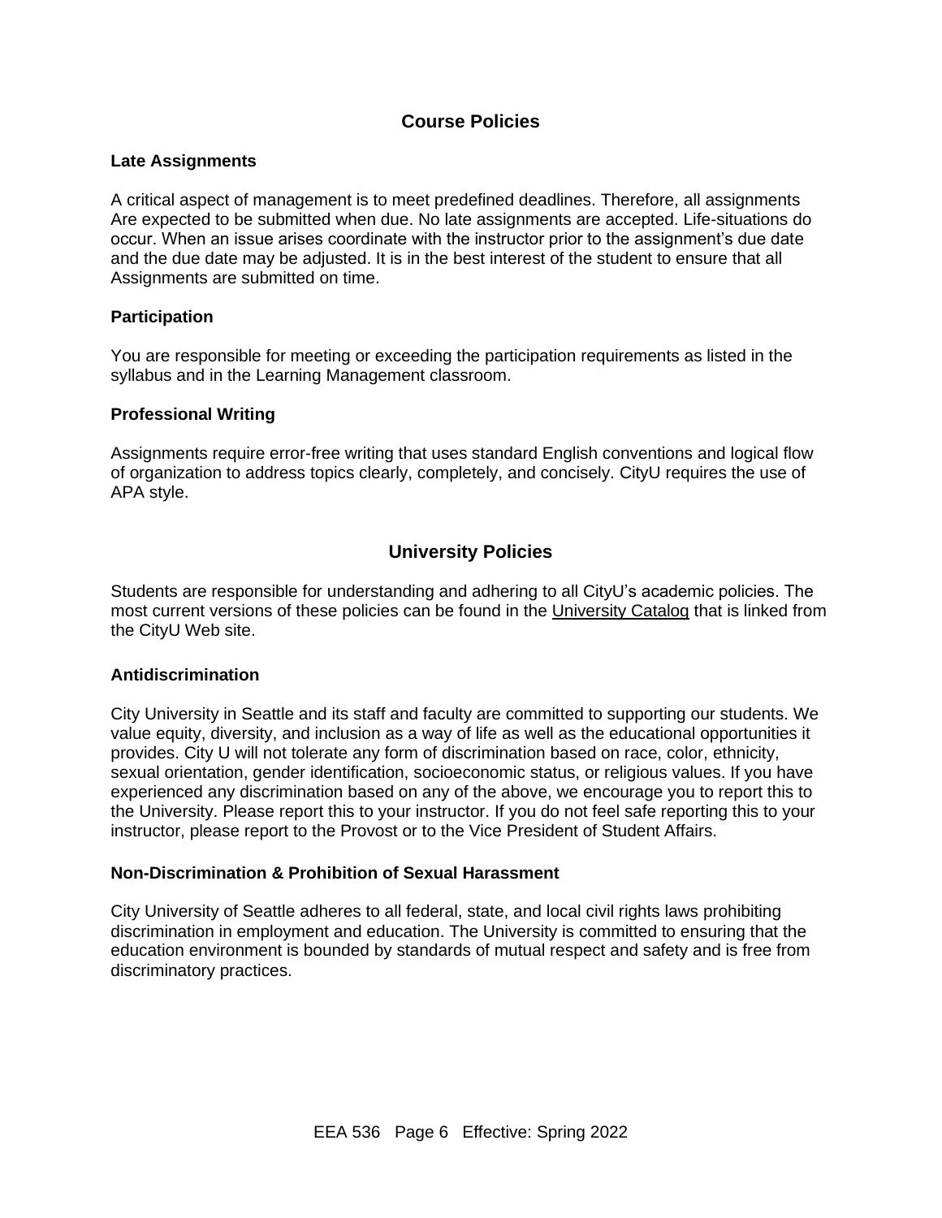## Course Policies

### Late Assignments

A critical aspect of management is to meet predefined deadlines. Therefore, all assignments Are expected to be submitted when due. No late assignments are accepted. Life-situations do occur. When an issue arises coordinate with the instructor prior to the assignment's due date and the due date may be adjusted. It is in the best interest of the student to ensure that all Assignments are submitted on time.

### Participation

You are responsible for meeting or exceeding the participation requirements as listed in the syllabus and in the Learning Management classroom.

### Professional Writing

Assignments require error-free writing that uses standard English conventions and logical flow of organization to address topics clearly, completely, and concisely. CityU requires the use of APA style.

## University Policies

Students are responsible for understanding and adhering to all CityU's academic policies. The most current versions of these policies can be found in the University Catalog that is linked from the CityU Web site.

### Antidiscrimination

City University in Seattle and its staff and faculty are committed to supporting our students. We value equity, diversity, and inclusion as a way of life as well as the educational opportunities it provides. City U will not tolerate any form of discrimination based on race, color, ethnicity, sexual orientation, gender identification, socioeconomic status, or religious values. If you have experienced any discrimination based on any of the above, we encourage you to report this to the University. Please report this to your instructor. If you do not feel safe reporting this to your instructor, please report to the Provost or to the Vice President of Student Affairs.

### Non-Discrimination & Prohibition of Sexual Harassment

City University of Seattle adheres to all federal, state, and local civil rights laws prohibiting discrimination in employment and education. The University is committed to ensuring that the education environment is bounded by standards of mutual respect and safety and is free from discriminatory practices.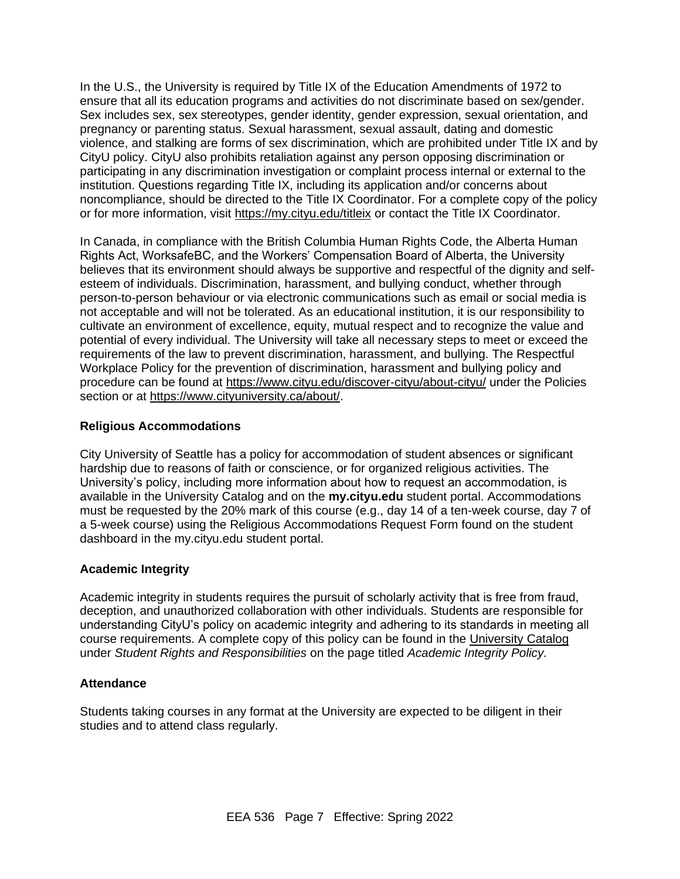In the U.S., the University is required by Title IX of the Education Amendments of 1972 to ensure that all its education programs and activities do not discriminate based on sex/gender. Sex includes sex, sex stereotypes, gender identity, gender expression, sexual orientation, and pregnancy or parenting status. Sexual harassment, sexual assault, dating and domestic violence, and stalking are forms of sex discrimination, which are prohibited under Title IX and by CityU policy. CityU also prohibits retaliation against any person opposing discrimination or participating in any discrimination investigation or complaint process internal or external to the institution. Questions regarding Title IX, including its application and/or concerns about noncompliance, should be directed to the Title IX Coordinator. For a complete copy of the policy or for more information, visit https://my.cityu.edu/titleix or contact the Title IX Coordinator.

In Canada, in compliance with the British Columbia Human Rights Code, the Alberta Human Rights Act, WorksafeBC, and the Workers' Compensation Board of Alberta, the University believes that its environment should always be supportive and respectful of the dignity and self-esteem of individuals. Discrimination, harassment, and bullying conduct, whether through person-to-person behaviour or via electronic communications such as email or social media is not acceptable and will not be tolerated. As an educational institution, it is our responsibility to cultivate an environment of excellence, equity, mutual respect and to recognize the value and potential of every individual. The University will take all necessary steps to meet or exceed the requirements of the law to prevent discrimination, harassment, and bullying. The Respectful Workplace Policy for the prevention of discrimination, harassment and bullying policy and procedure can be found at https://www.cityu.edu/discover-cityu/about-cityu/ under the Policies section or at https://www.cityuniversity.ca/about/.

### Religious Accommodations

City University of Seattle has a policy for accommodation of student absences or significant hardship due to reasons of faith or conscience, or for organized religious activities. The University's policy, including more information about how to request an accommodation, is available in the University Catalog and on the **my.cityu.edu** student portal. Accommodations must be requested by the 20% mark of this course (e.g., day 14 of a ten-week course, day 7 of a 5-week course) using the Religious Accommodations Request Form found on the student dashboard in the my.cityu.edu student portal.

### Academic Integrity

Academic integrity in students requires the pursuit of scholarly activity that is free from fraud, deception, and unauthorized collaboration with other individuals. Students are responsible for understanding CityU's policy on academic integrity and adhering to its standards in meeting all course requirements. A complete copy of this policy can be found in the University Catalog under *Student Rights and Responsibilities* on the page titled *Academic Integrity Policy.*

### Attendance

Students taking courses in any format at the University are expected to be diligent in their studies and to attend class regularly.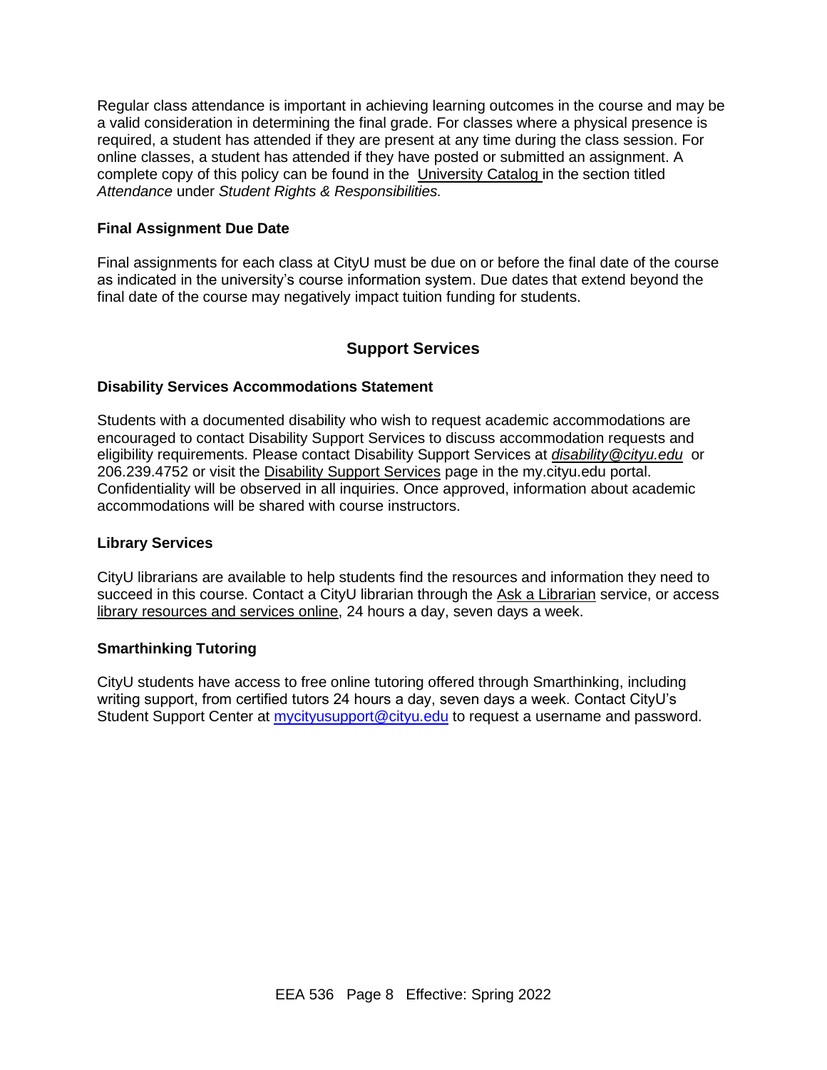Regular class attendance is important in achieving learning outcomes in the course and may be a valid consideration in determining the final grade. For classes where a physical presence is required, a student has attended if they are present at any time during the class session. For online classes, a student has attended if they have posted or submitted an assignment. A complete copy of this policy can be found in the University Catalog in the section titled *Attendance* under *Student Rights & Responsibilities.*

### Final Assignment Due Date

Final assignments for each class at CityU must be due on or before the final date of the course as indicated in the university's course information system. Due dates that extend beyond the final date of the course may negatively impact tuition funding for students.

## Support Services

### Disability Services Accommodations Statement

Students with a documented disability who wish to request academic accommodations are encouraged to contact Disability Support Services to discuss accommodation requests and eligibility requirements. Please contact Disability Support Services at *disability@cityu.edu* or 206.239.4752 or visit the Disability Support Services page in the my.cityu.edu portal. Confidentiality will be observed in all inquiries. Once approved, information about academic accommodations will be shared with course instructors.

### Library Services

CityU librarians are available to help students find the resources and information they need to succeed in this course. Contact a CityU librarian through the Ask a Librarian service, or access library resources and services online, 24 hours a day, seven days a week.

### Smarthinking Tutoring

CityU students have access to free online tutoring offered through Smarthinking, including writing support, from certified tutors 24 hours a day, seven days a week. Contact CityU's Student Support Center at mycityusupport@cityu.edu to request a username and password.